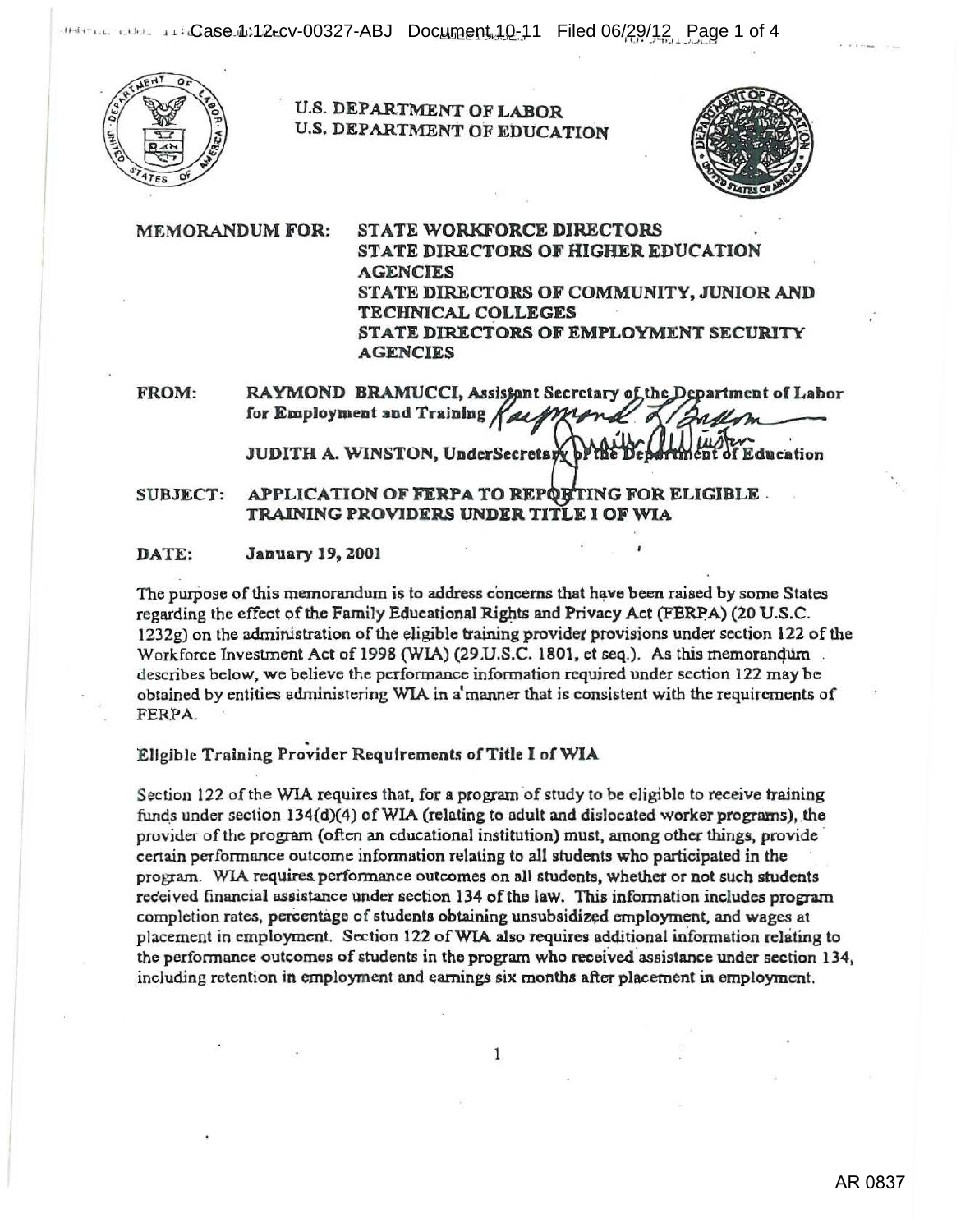U.S. DEPARTMENT OF LABOR
U.S. DEPARTMENT OF EDUCATION

**MEMORANDUM FOR:** STATE WORKFORCE DIRECTORS
STATE DIRECTORS OF HIGHER EDUCATION AGENCIES
STATE DIRECTORS OF COMMUNITY, JUNIOR AND TECHNICAL COLLEGES
STATE DIRECTORS OF EMPLOYMENT SECURITY AGENCIES

**FROM:** RAYMOND BRAMUCCI, Assistant Secretary of the Department of Labor for Employment and Training

JUDITH A. WINSTON, UnderSecretary of the Department of Education

**SUBJECT:** APPLICATION OF FERPA TO REPORTING FOR ELIGIBLE TRAINING PROVIDERS UNDER TITLE I OF WIA

**DATE:** January 19, 2001

The purpose of this memorandum is to address concerns that have been raised by some States regarding the effect of the Family Educational Rights and Privacy Act (FERPA) (20 U.S.C. 1232g) on the administration of the eligible training provider provisions under section 122 of the Workforce Investment Act of 1998 (WIA) (29 U.S.C. 1801, et seq.). As this memorandum describes below, we believe the performance information required under section 122 may be obtained by entities administering WIA in a manner that is consistent with the requirements of FERPA.

## Eligible Training Provider Requirements of Title I of WIA

Section 122 of the WIA requires that, for a program of study to be eligible to receive training funds under section 134(d)(4) of WIA (relating to adult and dislocated worker programs), the provider of the program (often an educational institution) must, among other things, provide certain performance outcome information relating to all students who participated in the program. WIA requires performance outcomes on all students, whether or not such students received financial assistance under section 134 of the law. This information includes program completion rates, percentage of students obtaining unsubsidized employment, and wages at placement in employment. Section 122 of WIA also requires additional information relating to the performance outcomes of students in the program who received assistance under section 134, including retention in employment and earnings six months after placement in employment.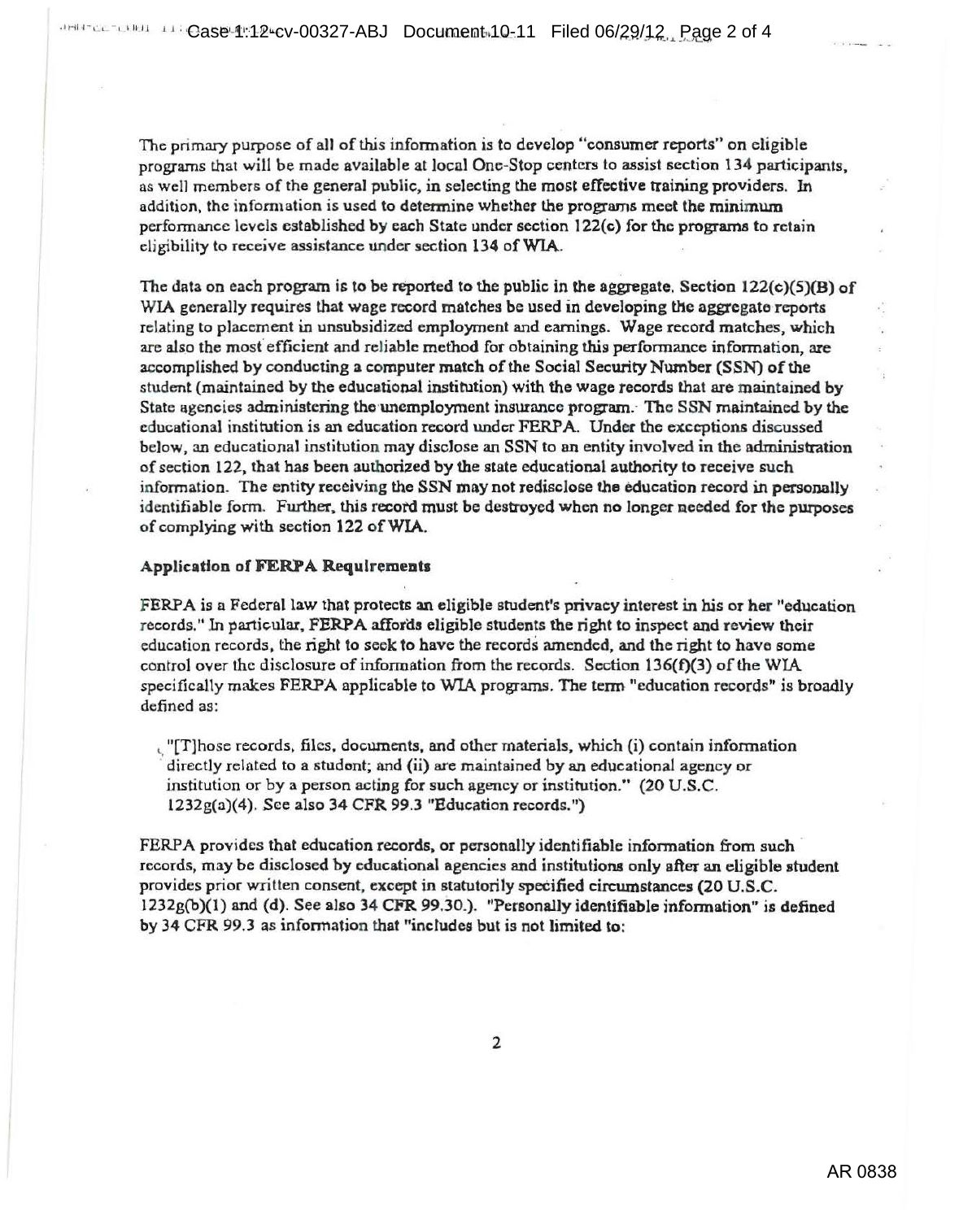The primary purpose of all of this information is to develop "consumer reports" on eligible programs that will be made available at local One-Stop centers to assist section 134 participants, as well members of the general public, in selecting the most effective training providers. In addition, the information is used to determine whether the programs meet the minimum performance levels established by each State under section 122(c) for the programs to retain eligibility to receive assistance under section 134 of WIA.

The data on each program is to be reported to the public in the aggregate. Section 122(c)(5)(B) of WIA generally requires that wage record matches be used in developing the aggregate reports relating to placement in unsubsidized employment and earnings. Wage record matches, which are also the most efficient and reliable method for obtaining this performance information, are accomplished by conducting a computer match of the Social Security Number (SSN) of the student (maintained by the educational institution) with the wage records that are maintained by State agencies administering the unemployment insurance program. The SSN maintained by the educational institution is an education record under FERPA. Under the exceptions discussed below, an educational institution may disclose an SSN to an entity involved in the administration of section 122, that has been authorized by the state educational authority to receive such information. The entity receiving the SSN may not redisclose the education record in personally identifiable form. Further, this record must be destroyed when no longer needed for the purposes of complying with section 122 of WIA.

**Application of FERPA Requirements**

FERPA is a Federal law that protects an eligible student's privacy interest in his or her "education records." In particular, FERPA affords eligible students the right to inspect and review their education records, the right to seek to have the records amended, and the right to have some control over the disclosure of information from the records. Section 136(f)(3) of the WIA specifically makes FERPA applicable to WIA programs. The term "education records" is broadly defined as:

> "[T]hose records, files, documents, and other materials, which (i) contain information directly related to a student; and (ii) are maintained by an educational agency or institution or by a person acting for such agency or institution." (20 U.S.C. 1232g(a)(4). See also 34 CFR 99.3 "Education records.")

FERPA provides that education records, or personally identifiable information from such records, may be disclosed by educational agencies and institutions only after an eligible student provides prior written consent, except in statutorily specified circumstances (20 U.S.C. 1232g(b)(1) and (d). See also 34 CFR 99.30.). "Personally identifiable information" is defined by 34 CFR 99.3 as information that "includes but is not limited to: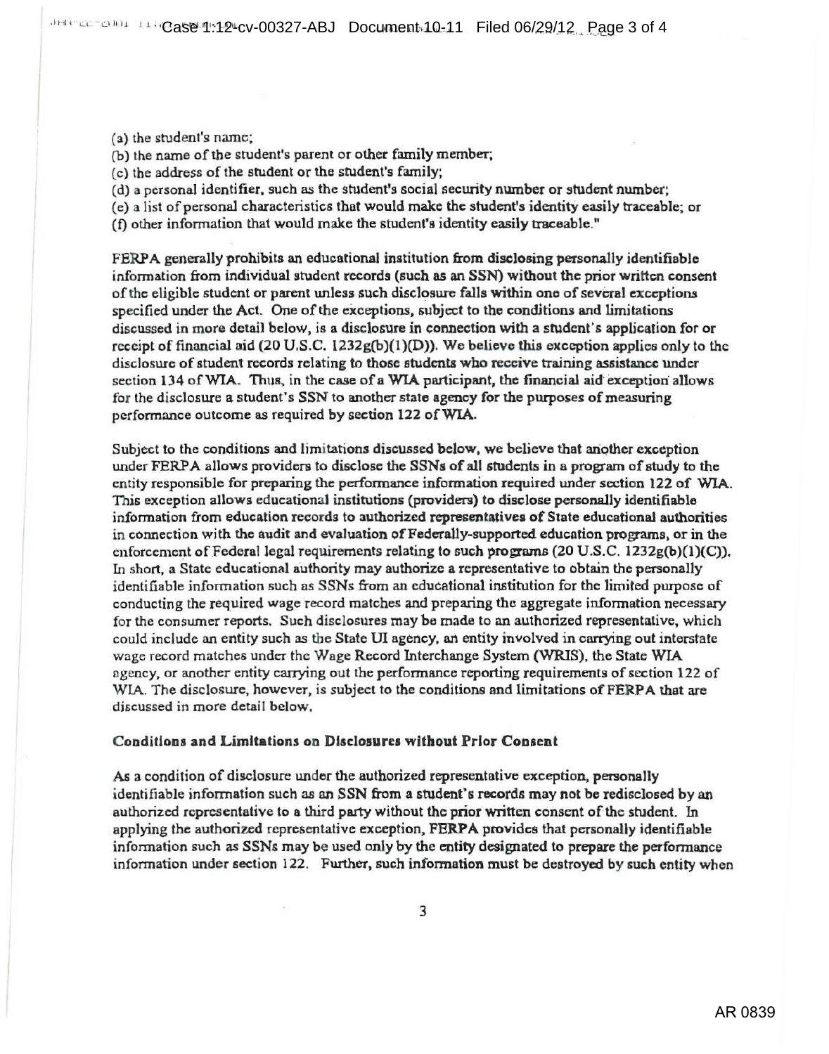(a) the student's name;
(b) the name of the student's parent or other family member;
(c) the address of the student or the student's family;
(d) a personal identifier, such as the student's social security number or student number;
(e) a list of personal characteristics that would make the student's identity easily traceable; or
(f) other information that would make the student's identity easily traceable."

FERPA generally prohibits an educational institution from disclosing personally identifiable information from individual student records (such as an SSN) without the prior written consent of the eligible student or parent unless such disclosure falls within one of several exceptions specified under the Act. One of the exceptions, subject to the conditions and limitations discussed in more detail below, is a disclosure in connection with a student's application for or receipt of financial aid (20 U.S.C. 1232g(b)(1)(D)). We believe this exception applies only to the disclosure of student records relating to those students who receive training assistance under section 134 of WIA. Thus, in the case of a WIA participant, the financial aid exception allows for the disclosure a student's SSN to another state agency for the purposes of measuring performance outcome as required by section 122 of WIA.

Subject to the conditions and limitations discussed below, we believe that another exception under FERPA allows providers to disclose the SSNs of all students in a program of study to the entity responsible for preparing the performance information required under section 122 of WIA. This exception allows educational institutions (providers) to disclose personally identifiable information from education records to authorized representatives of State educational authorities in connection with the audit and evaluation of Federally-supported education programs, or in the enforcement of Federal legal requirements relating to such programs (20 U.S.C. 1232g(b)(1)(C)). In short, a State educational authority may authorize a representative to obtain the personally identifiable information such as SSNs from an educational institution for the limited purpose of conducting the required wage record matches and preparing the aggregate information necessary for the consumer reports. Such disclosures may be made to an authorized representative, which could include an entity such as the State UI agency, an entity involved in carrying out interstate wage record matches under the Wage Record Interchange System (WRIS), the State WIA agency, or another entity carrying out the performance reporting requirements of section 122 of WIA. The disclosure, however, is subject to the conditions and limitations of FERPA that are discussed in more detail below.

**Conditions and Limitations on Disclosures without Prior Consent**

As a condition of disclosure under the authorized representative exception, personally identifiable information such as an SSN from a student's records may not be redisclosed by an authorized representative to a third party without the prior written consent of the student. In applying the authorized representative exception, FERPA provides that personally identifiable information such as SSNs may be used only by the entity designated to prepare the performance information under section 122. Further, such information must be destroyed by such entity when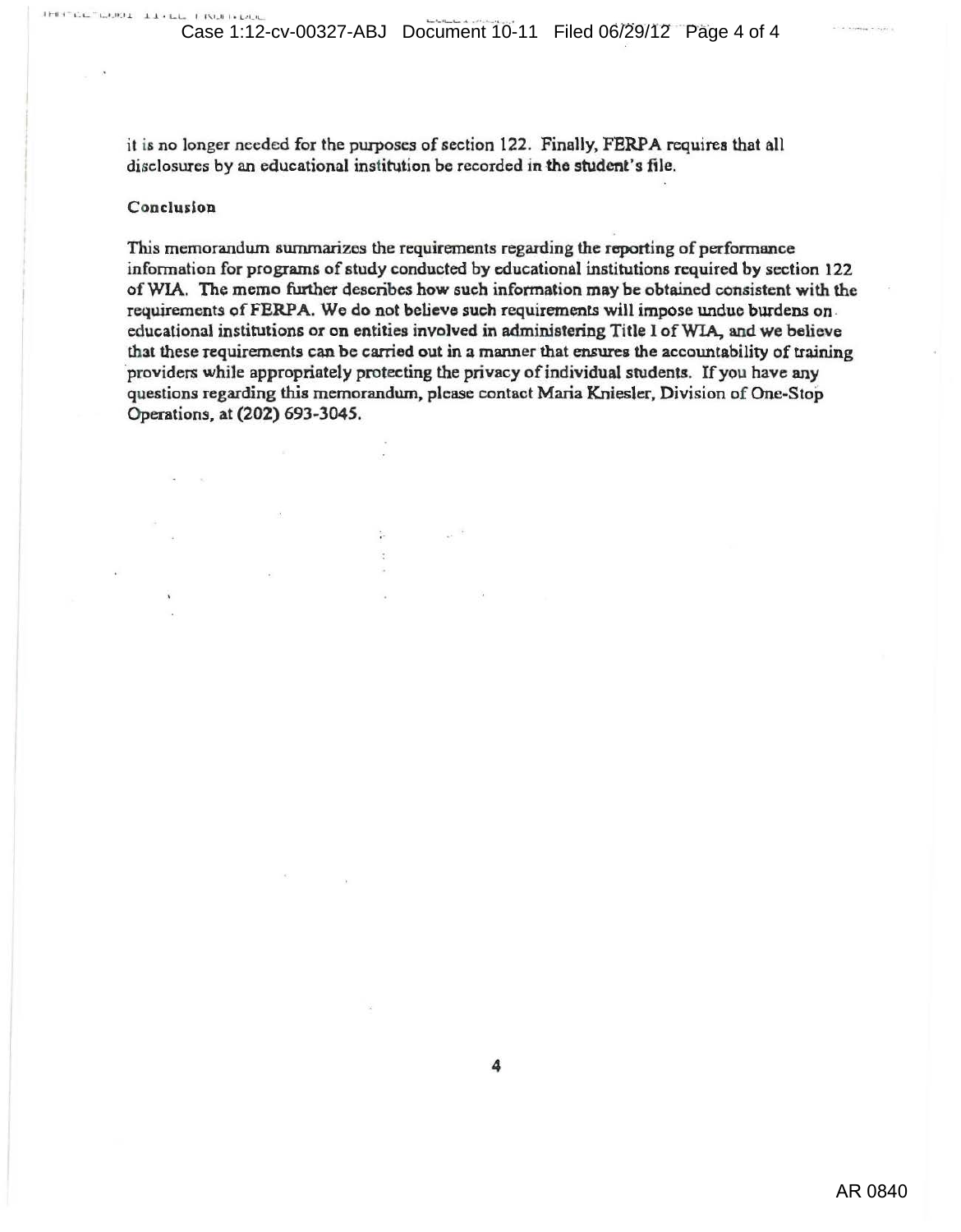it is no longer needed for the purposes of section 122. Finally, FERPA requires that all disclosures by an educational institution be recorded in the student's file.

**Conclusion**

This memorandum summarizes the requirements regarding the reporting of performance information for programs of study conducted by educational institutions required by section 122 of WIA. The memo further describes how such information may be obtained consistent with the requirements of FERPA. We do not believe such requirements will impose undue burdens on educational institutions or on entities involved in administering Title I of WIA, and we believe that these requirements can be carried out in a manner that ensures the accountability of training providers while appropriately protecting the privacy of individual students. If you have any questions regarding this memorandum, please contact Maria Kniesler, Division of One-Stop Operations, at (202) 693-3045.

AR 0840